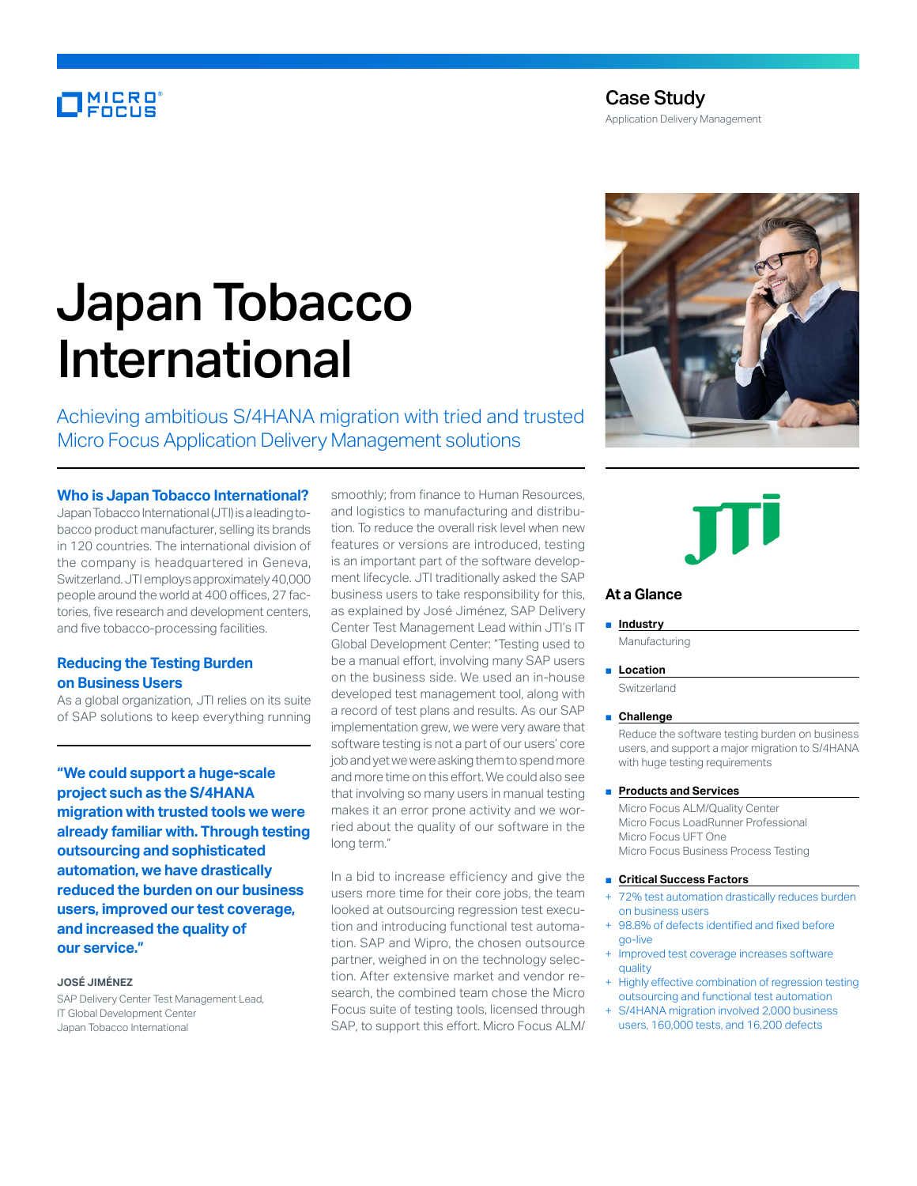Case Study

Application Delivery Management

# Japan Tobacco International

## Achieving ambitious S/4HANA migration with tried and trusted Micro Focus Application Delivery Management solutions

### Who is Japan Tobacco International?

Japan Tobacco International (JTI) is a leading tobacco product manufacturer, selling its brands in 120 countries. The international division of the company is headquartered in Geneva, Switzerland. JTI employs approximately 40,000 people around the world at 400 offices, 27 factories, five research and development centers, and five tobacco-processing facilities.

### Reducing the Testing Burden on Business Users

As a global organization, JTI relies on its suite of SAP solutions to keep everything running smoothly; from finance to Human Resources, and logistics to manufacturing and distribution. To reduce the overall risk level when new features or versions are introduced, testing is an important part of the software development lifecycle. JTI traditionally asked the SAP business users to take responsibility for this, as explained by José Jiménez, SAP Delivery Center Test Management Lead within JTI's IT Global Development Center: "Testing used to be a manual effort, involving many SAP users on the business side. We used an in-house developed test management tool, along with a record of test plans and results. As our SAP implementation grew, we were very aware that software testing is not a part of our users' core job and yet we were asking them to spend more and more time on this effort. We could also see that involving so many users in manual testing makes it an error prone activity and we worried about the quality of our software in the long term."

**"We could support a huge-scale project such as the S/4HANA migration with trusted tools we were already familiar with. Through testing outsourcing and sophisticated automation, we have drastically reduced the burden on our business users, improved our test coverage, and increased the quality of our service."**

**JOSÉ JIMÉNEZ**
SAP Delivery Center Test Management Lead,
IT Global Development Center
Japan Tobacco International

In a bid to increase efficiency and give the users more time for their core jobs, the team looked at outsourcing regression test execution and introducing functional test automation. SAP and Wipro, the chosen outsource partner, weighed in on the technology selection. After extensive market and vendor research, the combined team chose the Micro Focus suite of testing tools, licensed through SAP, to support this effort. Micro Focus ALM/

### At a Glance

**Industry**
Manufacturing

**Location**
Switzerland

**Challenge**
Reduce the software testing burden on business users, and support a major migration to S/4HANA with huge testing requirements

**Products and Services**
Micro Focus ALM/Quality Center
Micro Focus LoadRunner Professional
Micro Focus UFT One
Micro Focus Business Process Testing

**Critical Success Factors**
+ 72% test automation drastically reduces burden on business users
+ 98.8% of defects identified and fixed before go-live
+ Improved test coverage increases software quality
+ Highly effective combination of regression testing outsourcing and functional test automation
+ S/4HANA migration involved 2,000 business users, 160,000 tests, and 16,200 defects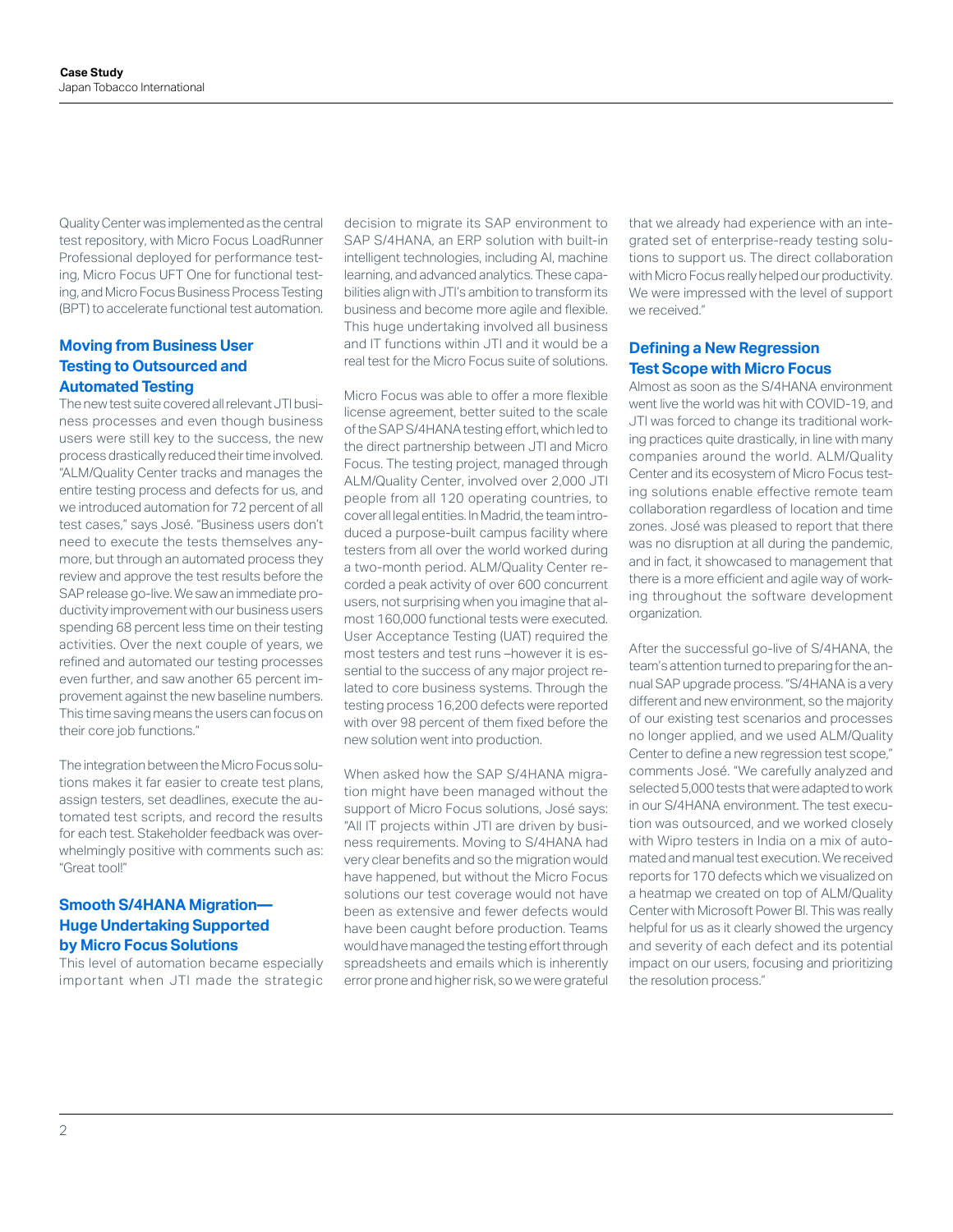Quality Center was implemented as the central test repository, with Micro Focus LoadRunner Professional deployed for performance testing, Micro Focus UFT One for functional testing, and Micro Focus Business Process Testing (BPT) to accelerate functional test automation.

## Moving from Business User Testing to Outsourced and Automated Testing

The new test suite covered all relevant JTI business processes and even though business users were still key to the success, the new process drastically reduced their time involved. "ALM/Quality Center tracks and manages the entire testing process and defects for us, and we introduced automation for 72 percent of all test cases," says José. "Business users don't need to execute the tests themselves anymore, but through an automated process they review and approve the test results before the SAP release go-live. We saw an immediate productivity improvement with our business users spending 68 percent less time on their testing activities. Over the next couple of years, we refined and automated our testing processes even further, and saw another 65 percent improvement against the new baseline numbers. This time saving means the users can focus on their core job functions."

The integration between the Micro Focus solutions makes it far easier to create test plans, assign testers, set deadlines, execute the automated test scripts, and record the results for each test. Stakeholder feedback was overwhelmingly positive with comments such as: "Great tool!"

## Smooth S/4HANA Migration—Huge Undertaking Supported by Micro Focus Solutions

This level of automation became especially important when JTI made the strategic decision to migrate its SAP environment to SAP S/4HANA, an ERP solution with built-in intelligent technologies, including AI, machine learning, and advanced analytics. These capabilities align with JTI's ambition to transform its business and become more agile and flexible. This huge undertaking involved all business and IT functions within JTI and it would be a real test for the Micro Focus suite of solutions.

Micro Focus was able to offer a more flexible license agreement, better suited to the scale of the SAP S/4HANA testing effort, which led to the direct partnership between JTI and Micro Focus. The testing project, managed through ALM/Quality Center, involved over 2,000 JTI people from all 120 operating countries, to cover all legal entities. In Madrid, the team introduced a purpose-built campus facility where testers from all over the world worked during a two-month period. ALM/Quality Center recorded a peak activity of over 600 concurrent users, not surprising when you imagine that almost 160,000 functional tests were executed. User Acceptance Testing (UAT) required the most testers and test runs –however it is essential to the success of any major project related to core business systems. Through the testing process 16,200 defects were reported with over 98 percent of them fixed before the new solution went into production.

When asked how the SAP S/4HANA migration might have been managed without the support of Micro Focus solutions, José says: "All IT projects within JTI are driven by business requirements. Moving to S/4HANA had very clear benefits and so the migration would have happened, but without the Micro Focus solutions our test coverage would not have been as extensive and fewer defects would have been caught before production. Teams would have managed the testing effort through spreadsheets and emails which is inherently error prone and higher risk, so we were grateful that we already had experience with an integrated set of enterprise-ready testing solutions to support us. The direct collaboration with Micro Focus really helped our productivity. We were impressed with the level of support we received."

## Defining a New Regression Test Scope with Micro Focus

Almost as soon as the S/4HANA environment went live the world was hit with COVID-19, and JTI was forced to change its traditional working practices quite drastically, in line with many companies around the world. ALM/Quality Center and its ecosystem of Micro Focus testing solutions enable effective remote team collaboration regardless of location and time zones. José was pleased to report that there was no disruption at all during the pandemic, and in fact, it showcased to management that there is a more efficient and agile way of working throughout the software development organization.

After the successful go-live of S/4HANA, the team's attention turned to preparing for the annual SAP upgrade process. "S/4HANA is a very different and new environment, so the majority of our existing test scenarios and processes no longer applied, and we used ALM/Quality Center to define a new regression test scope," comments José. "We carefully analyzed and selected 5,000 tests that were adapted to work in our S/4HANA environment. The test execution was outsourced, and we worked closely with Wipro testers in India on a mix of automated and manual test execution. We received reports for 170 defects which we visualized on a heatmap we created on top of ALM/Quality Center with Microsoft Power BI. This was really helpful for us as it clearly showed the urgency and severity of each defect and its potential impact on our users, focusing and prioritizing the resolution process."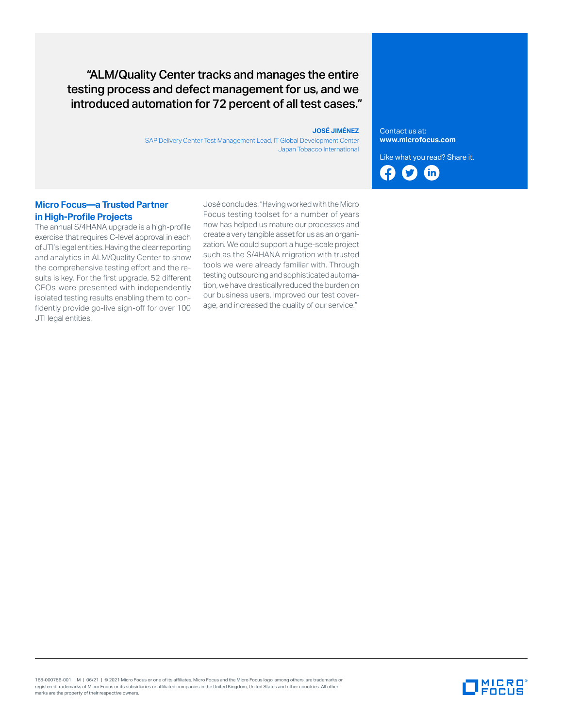> "ALM/Quality Center tracks and manages the entire testing process and defect management for us, and we introduced automation for 72 percent of all test cases."
>
> **JOSÉ JIMÉNEZ**
> SAP Delivery Center Test Management Lead, IT Global Development Center
> Japan Tobacco International

Contact us at:
**www.microfocus.com**

Like what you read? Share it.

## Micro Focus—a Trusted Partner in High-Profile Projects

The annual S/4HANA upgrade is a high-profile exercise that requires C-level approval in each of JTI's legal entities. Having the clear reporting and analytics in ALM/Quality Center to show the comprehensive testing effort and the results is key. For the first upgrade, 52 different CFOs were presented with independently isolated testing results enabling them to confidently provide go-live sign-off for over 100 JTI legal entities.

José concludes: "Having worked with the Micro Focus testing toolset for a number of years now has helped us mature our processes and create a very tangible asset for us as an organization. We could support a huge-scale project such as the S/4HANA migration with trusted tools we were already familiar with. Through testing outsourcing and sophisticated automation, we have drastically reduced the burden on our business users, improved our test coverage, and increased the quality of our service."

168-000786-001 | M | 06/21 | © 2021 Micro Focus or one of its affiliates. Micro Focus and the Micro Focus logo, among others, are trademarks or registered trademarks of Micro Focus or its subsidiaries or affiliated companies in the United Kingdom, United States and other countries. All other marks are the property of their respective owners.